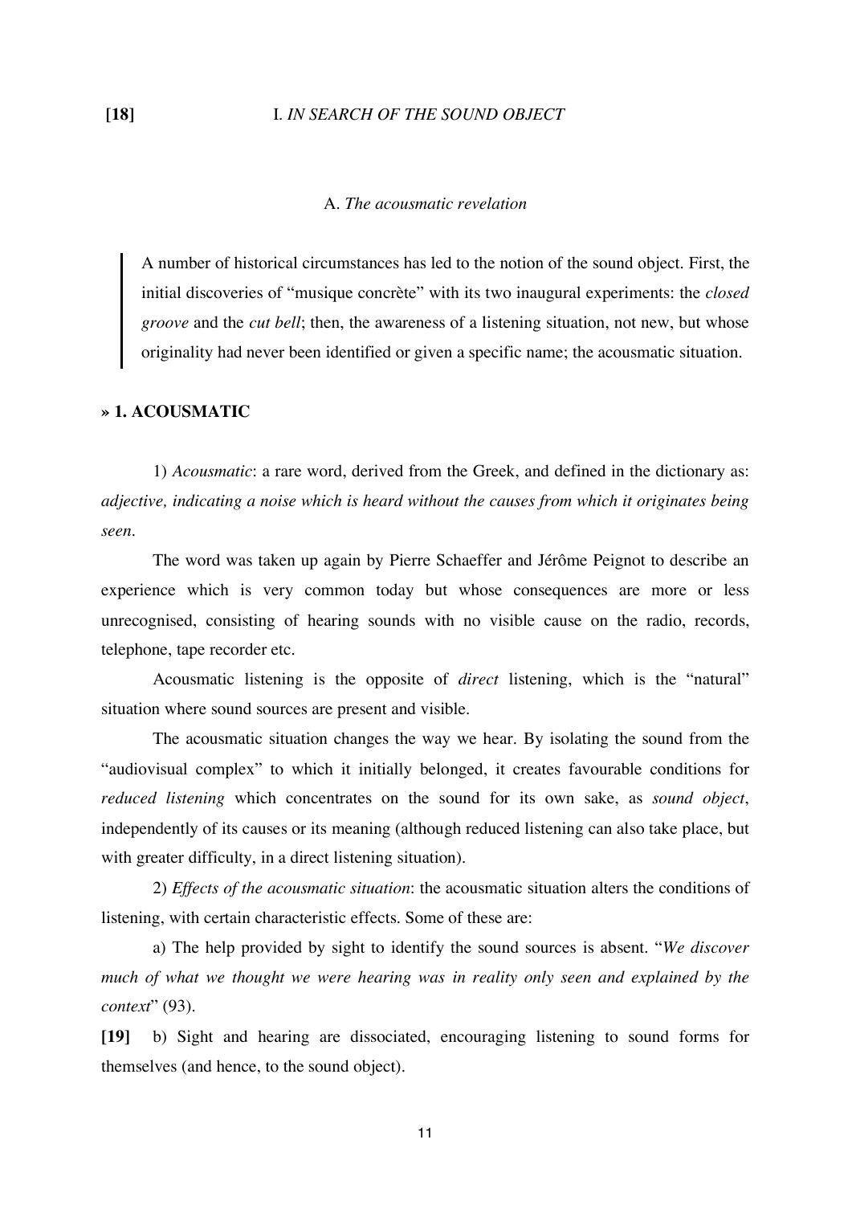**[18]** I. *IN SEARCH OF THE SOUND OBJECT*

## A. *The acousmatic revelation*

> A number of historical circumstances has led to the notion of the sound object. First, the initial discoveries of "musique concrète" with its two inaugural experiments: the *closed groove* and the *cut bell*; then, the awareness of a listening situation, not new, but whose originality had never been identified or given a specific name; the acousmatic situation.

### » 1. ACOUSMATIC

1) *Acousmatic*: a rare word, derived from the Greek, and defined in the dictionary as: *adjective, indicating a noise which is heard without the causes from which it originates being seen*.

The word was taken up again by Pierre Schaeffer and Jérôme Peignot to describe an experience which is very common today but whose consequences are more or less unrecognised, consisting of hearing sounds with no visible cause on the radio, records, telephone, tape recorder etc.

Acousmatic listening is the opposite of *direct* listening, which is the "natural" situation where sound sources are present and visible.

The acousmatic situation changes the way we hear. By isolating the sound from the "audiovisual complex" to which it initially belonged, it creates favourable conditions for *reduced listening* which concentrates on the sound for its own sake, as *sound object*, independently of its causes or its meaning (although reduced listening can also take place, but with greater difficulty, in a direct listening situation).

2) *Effects of the acousmatic situation*: the acousmatic situation alters the conditions of listening, with certain characteristic effects. Some of these are:

a) The help provided by sight to identify the sound sources is absent. "*We discover much of what we thought we were hearing was in reality only seen and explained by the context*" (93).

**[19]** b) Sight and hearing are dissociated, encouraging listening to sound forms for themselves (and hence, to the sound object).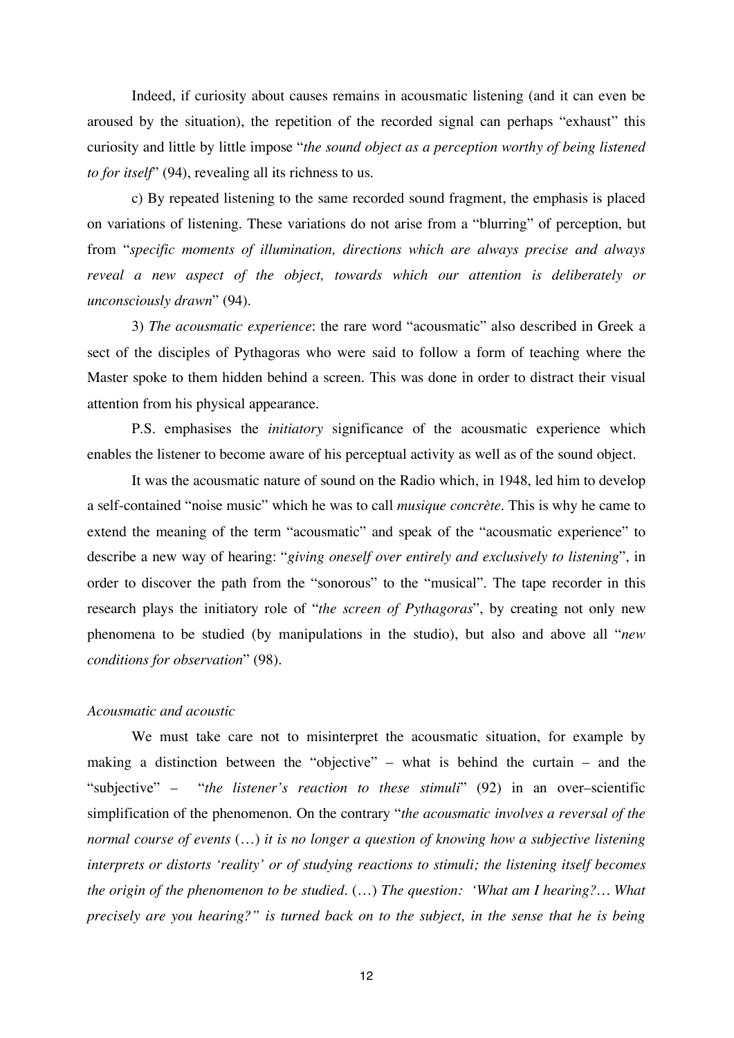Indeed, if curiosity about causes remains in acousmatic listening (and it can even be aroused by the situation), the repetition of the recorded signal can perhaps "exhaust" this curiosity and little by little impose "*the sound object as a perception worthy of being listened to for itself*" (94), revealing all its richness to us.

c) By repeated listening to the same recorded sound fragment, the emphasis is placed on variations of listening. These variations do not arise from a "blurring" of perception, but from "*specific moments of illumination, directions which are always precise and always reveal a new aspect of the object, towards which our attention is deliberately or unconsciously drawn*" (94).

3) *The acousmatic experience*: the rare word "acousmatic" also described in Greek a sect of the disciples of Pythagoras who were said to follow a form of teaching where the Master spoke to them hidden behind a screen. This was done in order to distract their visual attention from his physical appearance.

P.S. emphasises the *initiatory* significance of the acousmatic experience which enables the listener to become aware of his perceptual activity as well as of the sound object.

It was the acousmatic nature of sound on the Radio which, in 1948, led him to develop a self-contained "noise music" which he was to call *musique concrète*. This is why he came to extend the meaning of the term "acousmatic" and speak of the "acousmatic experience" to describe a new way of hearing: "*giving oneself over entirely and exclusively to listening*", in order to discover the path from the "sonorous" to the "musical". The tape recorder in this research plays the initiatory role of "*the screen of Pythagoras*", by creating not only new phenomena to be studied (by manipulations in the studio), but also and above all "*new conditions for observation*" (98).

*Acousmatic and acoustic*

We must take care not to misinterpret the acousmatic situation, for example by making a distinction between the "objective" – what is behind the curtain – and the "subjective" – "*the listener's reaction to these stimuli*" (92) in an over–scientific simplification of the phenomenon. On the contrary "*the acousmatic involves a reversal of the normal course of events* (…) *it is no longer a question of knowing how a subjective listening interprets or distorts 'reality' or of studying reactions to stimuli; the listening itself becomes the origin of the phenomenon to be studied.* (…) *The question: 'What am I hearing?… What precisely are you hearing?" is turned back on to the subject, in the sense that he is being*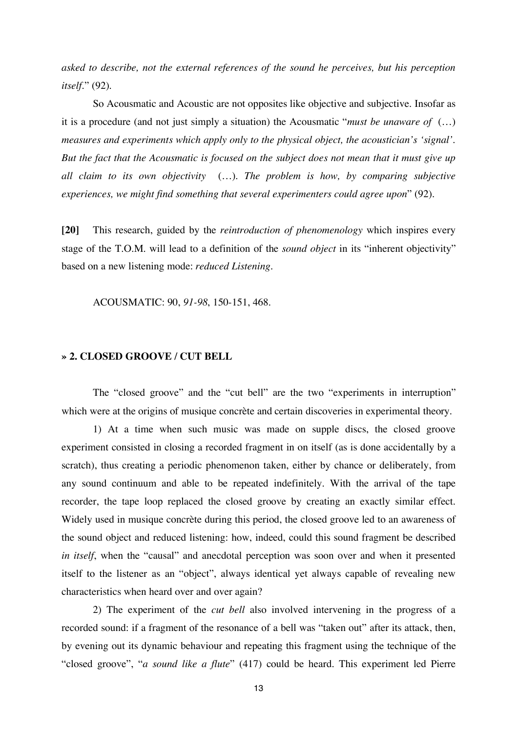*asked to describe, not the external references of the sound he perceives, but his perception itself.*" (92).

So Acousmatic and Acoustic are not opposites like objective and subjective. Insofar as it is a procedure (and not just simply a situation) the Acousmatic "*must be unaware of* (…) *measures and experiments which apply only to the physical object, the acoustician's 'signal'. But the fact that the Acousmatic is focused on the subject does not mean that it must give up all claim to its own objectivity* (…). *The problem is how, by comparing subjective experiences, we might find something that several experimenters could agree upon*" (92).

**[20]** This research, guided by the *reintroduction of phenomenology* which inspires every stage of the T.O.M. will lead to a definition of the *sound object* in its "inherent objectivity" based on a new listening mode: *reduced Listening*.

ACOUSMATIC: 90, *91-98*, 150-151, 468.

### » 2. CLOSED GROOVE / CUT BELL

The "closed groove" and the "cut bell" are the two "experiments in interruption" which were at the origins of musique concrète and certain discoveries in experimental theory.

1) At a time when such music was made on supple discs, the closed groove experiment consisted in closing a recorded fragment in on itself (as is done accidentally by a scratch), thus creating a periodic phenomenon taken, either by chance or deliberately, from any sound continuum and able to be repeated indefinitely. With the arrival of the tape recorder, the tape loop replaced the closed groove by creating an exactly similar effect. Widely used in musique concrète during this period, the closed groove led to an awareness of the sound object and reduced listening: how, indeed, could this sound fragment be described *in itself*, when the "causal" and anecdotal perception was soon over and when it presented itself to the listener as an "object", always identical yet always capable of revealing new characteristics when heard over and over again?

2) The experiment of the *cut bell* also involved intervening in the progress of a recorded sound: if a fragment of the resonance of a bell was "taken out" after its attack, then, by evening out its dynamic behaviour and repeating this fragment using the technique of the "closed groove", "*a sound like a flute*" (417) could be heard. This experiment led Pierre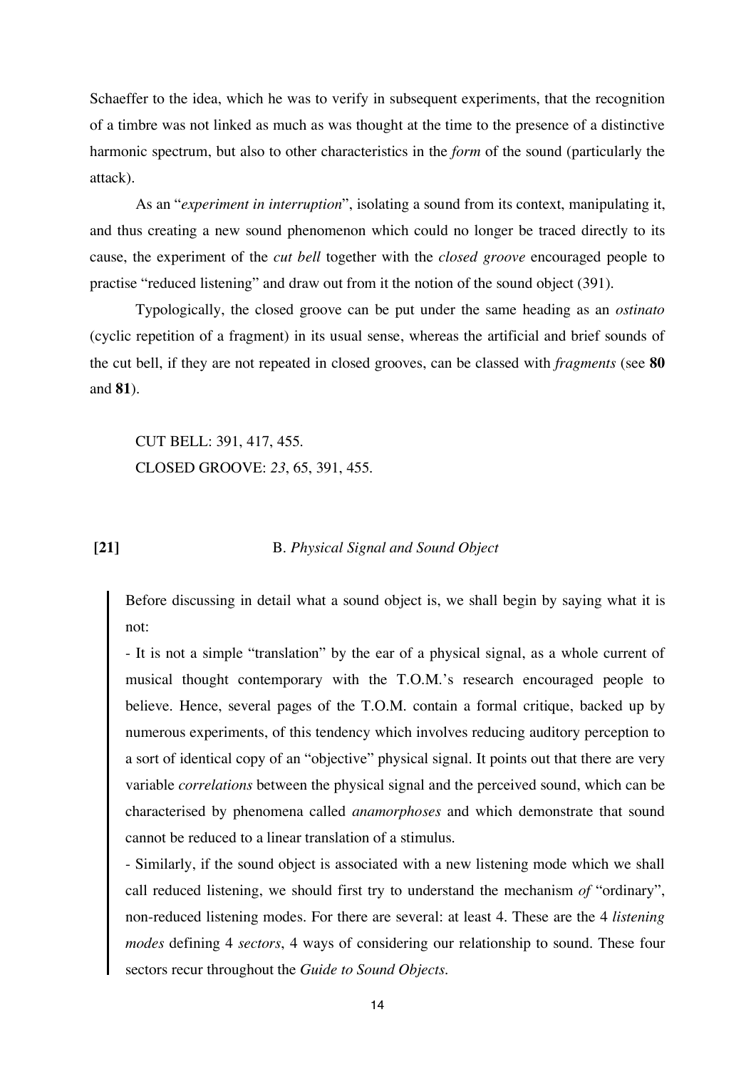Schaeffer to the idea, which he was to verify in subsequent experiments, that the recognition of a timbre was not linked as much as was thought at the time to the presence of a distinctive harmonic spectrum, but also to other characteristics in the *form* of the sound (particularly the attack).

As an "*experiment in interruption*", isolating a sound from its context, manipulating it, and thus creating a new sound phenomenon which could no longer be traced directly to its cause, the experiment of the *cut bell* together with the *closed groove* encouraged people to practise "reduced listening" and draw out from it the notion of the sound object (391).

Typologically, the closed groove can be put under the same heading as an *ostinato* (cyclic repetition of a fragment) in its usual sense, whereas the artificial and brief sounds of the cut bell, if they are not repeated in closed grooves, can be classed with *fragments* (see **80** and **81**).

CUT BELL: 391, 417, 455.
CLOSED GROOVE: *23*, 65, 391, 455.

### **[21]** B. *Physical Signal and Sound Object*

> Before discussing in detail what a sound object is, we shall begin by saying what it is not:
>
> - It is not a simple "translation" by the ear of a physical signal, as a whole current of musical thought contemporary with the T.O.M.'s research encouraged people to believe. Hence, several pages of the T.O.M. contain a formal critique, backed up by numerous experiments, of this tendency which involves reducing auditory perception to a sort of identical copy of an "objective" physical signal. It points out that there are very variable *correlations* between the physical signal and the perceived sound, which can be characterised by phenomena called *anamorphoses* and which demonstrate that sound cannot be reduced to a linear translation of a stimulus.
>
> - Similarly, if the sound object is associated with a new listening mode which we shall call reduced listening, we should first try to understand the mechanism *of* "ordinary", non-reduced listening modes. For there are several: at least 4. These are the 4 *listening modes* defining 4 *sectors*, 4 ways of considering our relationship to sound. These four sectors recur throughout the *Guide to Sound Objects*.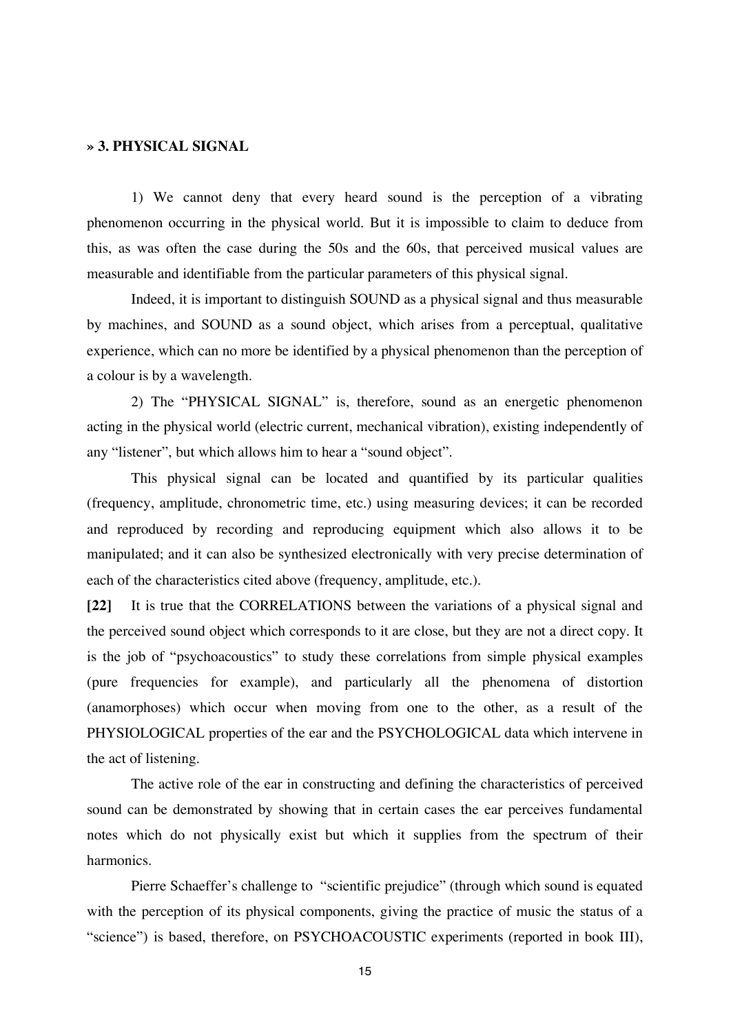## » 3. PHYSICAL SIGNAL

1) We cannot deny that every heard sound is the perception of a vibrating phenomenon occurring in the physical world. But it is impossible to claim to deduce from this, as was often the case during the 50s and the 60s, that perceived musical values are measurable and identifiable from the particular parameters of this physical signal.

Indeed, it is important to distinguish SOUND as a physical signal and thus measurable by machines, and SOUND as a sound object, which arises from a perceptual, qualitative experience, which can no more be identified by a physical phenomenon than the perception of a colour is by a wavelength.

2) The "PHYSICAL SIGNAL" is, therefore, sound as an energetic phenomenon acting in the physical world (electric current, mechanical vibration), existing independently of any "listener", but which allows him to hear a "sound object".

This physical signal can be located and quantified by its particular qualities (frequency, amplitude, chronometric time, etc.) using measuring devices; it can be recorded and reproduced by recording and reproducing equipment which also allows it to be manipulated; and it can also be synthesized electronically with very precise determination of each of the characteristics cited above (frequency, amplitude, etc.).

**[22]** It is true that the CORRELATIONS between the variations of a physical signal and the perceived sound object which corresponds to it are close, but they are not a direct copy. It is the job of "psychoacoustics" to study these correlations from simple physical examples (pure frequencies for example), and particularly all the phenomena of distortion (anamorphoses) which occur when moving from one to the other, as a result of the PHYSIOLOGICAL properties of the ear and the PSYCHOLOGICAL data which intervene in the act of listening.

The active role of the ear in constructing and defining the characteristics of perceived sound can be demonstrated by showing that in certain cases the ear perceives fundamental notes which do not physically exist but which it supplies from the spectrum of their harmonics.

Pierre Schaeffer's challenge to "scientific prejudice" (through which sound is equated with the perception of its physical components, giving the practice of music the status of a "science") is based, therefore, on PSYCHOACOUSTIC experiments (reported in book III),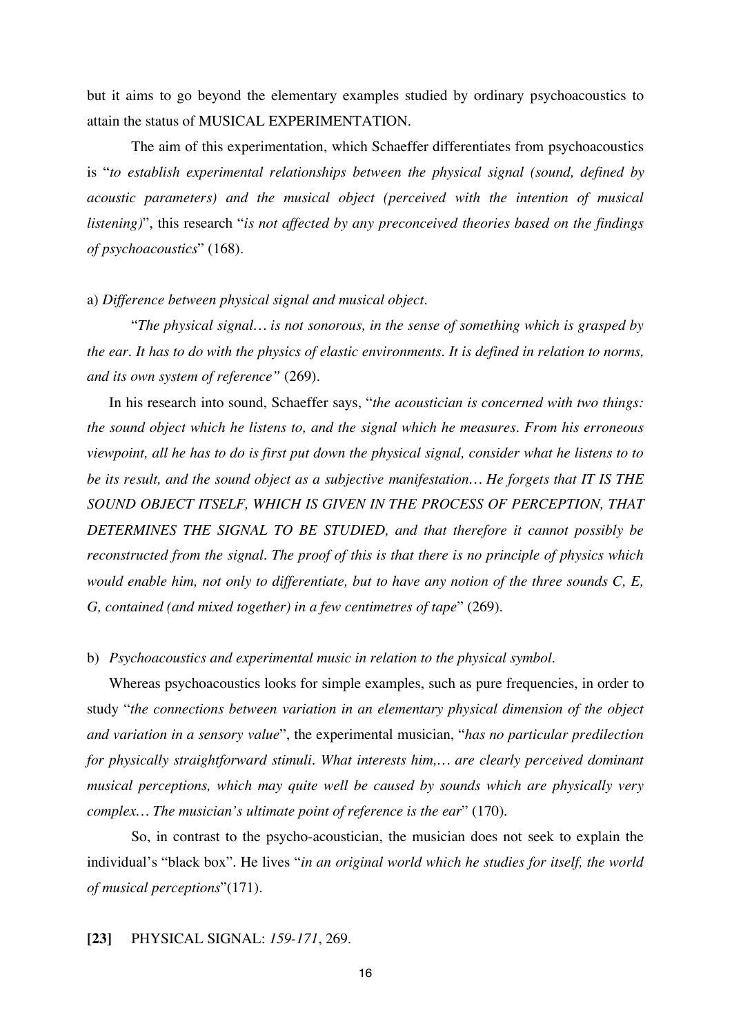but it aims to go beyond the elementary examples studied by ordinary psychoacoustics to attain the status of MUSICAL EXPERIMENTATION.

The aim of this experimentation, which Schaeffer differentiates from psychoacoustics is "*to establish experimental relationships between the physical signal (sound, defined by acoustic parameters) and the musical object (perceived with the intention of musical listening)*", this research "*is not affected by any preconceived theories based on the findings of psychoacoustics*" (168).

a) *Difference between physical signal and musical object.*

"*The physical signal… is not sonorous, in the sense of something which is grasped by the ear. It has to do with the physics of elastic environments. It is defined in relation to norms, and its own system of reference"* (269).

In his research into sound, Schaeffer says, "*the acoustician is concerned with two things: the sound object which he listens to, and the signal which he measures. From his erroneous viewpoint, all he has to do is first put down the physical signal, consider what he listens to to be its result, and the sound object as a subjective manifestation… He forgets that IT IS THE SOUND OBJECT ITSELF, WHICH IS GIVEN IN THE PROCESS OF PERCEPTION, THAT DETERMINES THE SIGNAL TO BE STUDIED, and that therefore it cannot possibly be reconstructed from the signal. The proof of this is that there is no principle of physics which would enable him, not only to differentiate, but to have any notion of the three sounds C, E, G, contained (and mixed together) in a few centimetres of tape*" (269).

b) *Psychoacoustics and experimental music in relation to the physical symbol.*

Whereas psychoacoustics looks for simple examples, such as pure frequencies, in order to study "*the connections between variation in an elementary physical dimension of the object and variation in a sensory value*", the experimental musician, "*has no particular predilection for physically straightforward stimuli. What interests him,… are clearly perceived dominant musical perceptions, which may quite well be caused by sounds which are physically very complex… The musician's ultimate point of reference is the ear*" (170).

So, in contrast to the psycho-acoustician, the musician does not seek to explain the individual's "black box". He lives "*in an original world which he studies for itself, the world of musical perceptions*"(171).

**[23]** PHYSICAL SIGNAL: *159-171*, 269.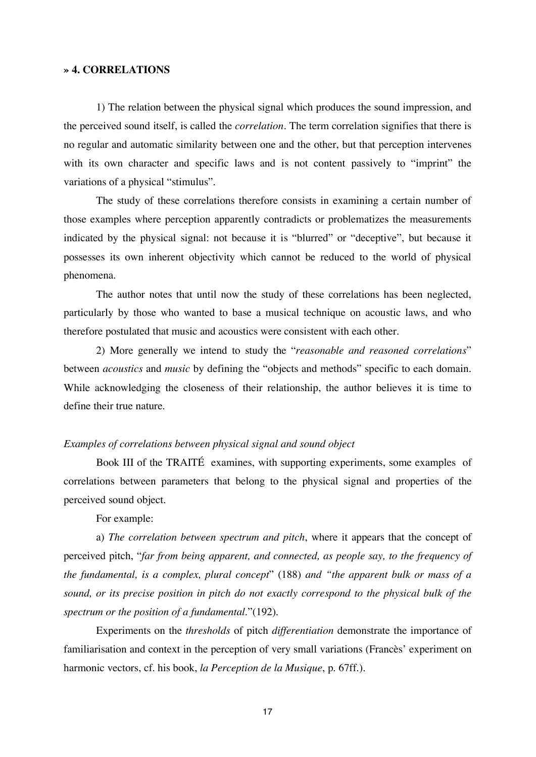## » 4. CORRELATIONS

1) The relation between the physical signal which produces the sound impression, and the perceived sound itself, is called the *correlation*. The term correlation signifies that there is no regular and automatic similarity between one and the other, but that perception intervenes with its own character and specific laws and is not content passively to "imprint" the variations of a physical "stimulus".

The study of these correlations therefore consists in examining a certain number of those examples where perception apparently contradicts or problematizes the measurements indicated by the physical signal: not because it is "blurred" or "deceptive", but because it possesses its own inherent objectivity which cannot be reduced to the world of physical phenomena.

The author notes that until now the study of these correlations has been neglected, particularly by those who wanted to base a musical technique on acoustic laws, and who therefore postulated that music and acoustics were consistent with each other.

2) More generally we intend to study the "*reasonable and reasoned correlations*" between *acoustics* and *music* by defining the "objects and methods" specific to each domain. While acknowledging the closeness of their relationship, the author believes it is time to define their true nature.

*Examples of correlations between physical signal and sound object*

Book III of the TRAITÉ examines, with supporting experiments, some examples of correlations between parameters that belong to the physical signal and properties of the perceived sound object.

For example:

a) *The correlation between spectrum and pitch*, where it appears that the concept of perceived pitch, "*far from being apparent, and connected, as people say, to the frequency of the fundamental, is a complex, plural concept*" (188) *and "the apparent bulk or mass of a sound, or its precise position in pitch do not exactly correspond to the physical bulk of the spectrum or the position of a fundamental.*"(192).

Experiments on the *thresholds* of pitch *differentiation* demonstrate the importance of familiarisation and context in the perception of very small variations (Francès' experiment on harmonic vectors, cf. his book, *la Perception de la Musique*, p. 67ff.).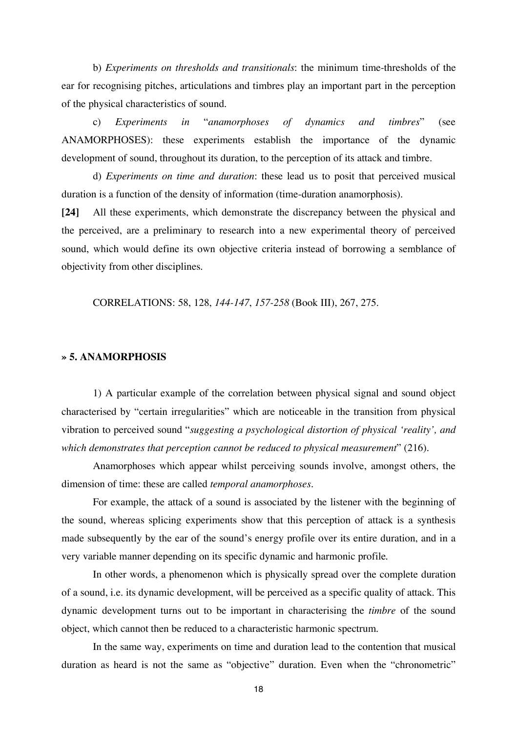b) *Experiments on thresholds and transitionals*: the minimum time-thresholds of the ear for recognising pitches, articulations and timbres play an important part in the perception of the physical characteristics of sound.

c) *Experiments in "anamorphoses of dynamics and timbres"* (see ANAMORPHOSES): these experiments establish the importance of the dynamic development of sound, throughout its duration, to the perception of its attack and timbre.

d) *Experiments on time and duration*: these lead us to posit that perceived musical duration is a function of the density of information (time-duration anamorphosis).

**[24]** All these experiments, which demonstrate the discrepancy between the physical and the perceived, are a preliminary to research into a new experimental theory of perceived sound, which would define its own objective criteria instead of borrowing a semblance of objectivity from other disciplines.

CORRELATIONS: 58, 128, *144-147*, *157-258* (Book III), 267, 275.

### » 5. ANAMORPHOSIS

1) A particular example of the correlation between physical signal and sound object characterised by "certain irregularities" which are noticeable in the transition from physical vibration to perceived sound "*suggesting a psychological distortion of physical 'reality', and which demonstrates that perception cannot be reduced to physical measurement*" (216).

Anamorphoses which appear whilst perceiving sounds involve, amongst others, the dimension of time: these are called *temporal anamorphoses*.

For example, the attack of a sound is associated by the listener with the beginning of the sound, whereas splicing experiments show that this perception of attack is a synthesis made subsequently by the ear of the sound's energy profile over its entire duration, and in a very variable manner depending on its specific dynamic and harmonic profile.

In other words, a phenomenon which is physically spread over the complete duration of a sound, i.e. its dynamic development, will be perceived as a specific quality of attack. This dynamic development turns out to be important in characterising the *timbre* of the sound object, which cannot then be reduced to a characteristic harmonic spectrum.

In the same way, experiments on time and duration lead to the contention that musical duration as heard is not the same as "objective" duration. Even when the "chronometric"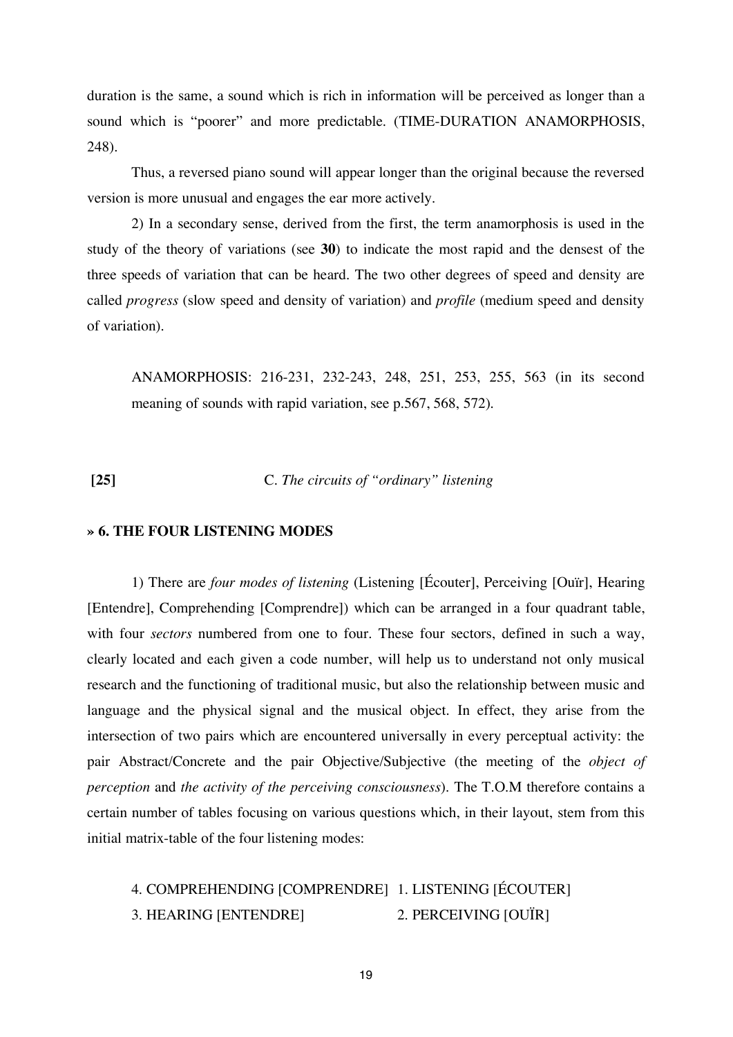duration is the same, a sound which is rich in information will be perceived as longer than a sound which is "poorer" and more predictable. (TIME-DURATION ANAMORPHOSIS, 248).

Thus, a reversed piano sound will appear longer than the original because the reversed version is more unusual and engages the ear more actively.

2) In a secondary sense, derived from the first, the term anamorphosis is used in the study of the theory of variations (see **30**) to indicate the most rapid and the densest of the three speeds of variation that can be heard. The two other degrees of speed and density are called *progress* (slow speed and density of variation) and *profile* (medium speed and density of variation).

> ANAMORPHOSIS: 216-231, 232-243, 248, 251, 253, 255, 563 (in its second meaning of sounds with rapid variation, see p.567, 568, 572).

**[25]** C. *The circuits of "ordinary" listening*

**» 6. THE FOUR LISTENING MODES**

1) There are *four modes of listening* (Listening [Écouter], Perceiving [Ouïr], Hearing [Entendre], Comprehending [Comprendre]) which can be arranged in a four quadrant table, with four *sectors* numbered from one to four. These four sectors, defined in such a way, clearly located and each given a code number, will help us to understand not only musical research and the functioning of traditional music, but also the relationship between music and language and the physical signal and the musical object. In effect, they arise from the intersection of two pairs which are encountered universally in every perceptual activity: the pair Abstract/Concrete and the pair Objective/Subjective (the meeting of the *object of perception* and *the activity of the perceiving consciousness*). The T.O.M therefore contains a certain number of tables focusing on various questions which, in their layout, stem from this initial matrix-table of the four listening modes:

| | |
|---|---|
| 4. COMPREHENDING [COMPRENDRE] | 1. LISTENING [ÉCOUTER] |
| 3. HEARING [ENTENDRE] | 2. PERCEIVING [OUÏR] |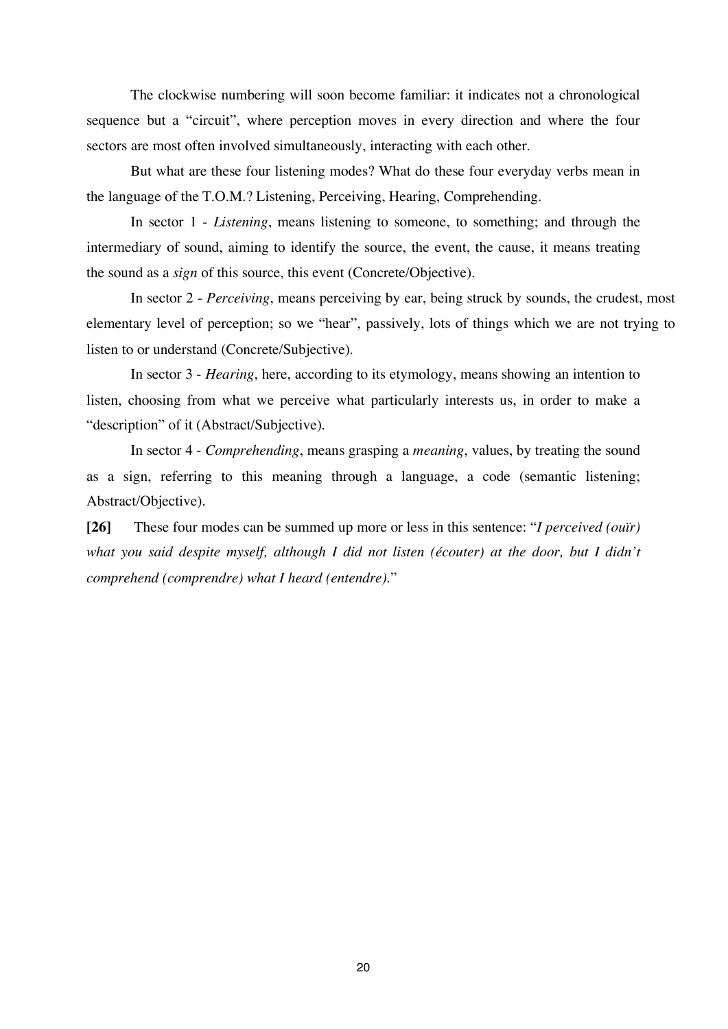The clockwise numbering will soon become familiar: it indicates not a chronological sequence but a "circuit", where perception moves in every direction and where the four sectors are most often involved simultaneously, interacting with each other.

But what are these four listening modes? What do these four everyday verbs mean in the language of the T.O.M.? Listening, Perceiving, Hearing, Comprehending.

In sector 1 - *Listening*, means listening to someone, to something; and through the intermediary of sound, aiming to identify the source, the event, the cause, it means treating the sound as a *sign* of this source, this event (Concrete/Objective).

In sector 2 - *Perceiving*, means perceiving by ear, being struck by sounds, the crudest, most elementary level of perception; so we "hear", passively, lots of things which we are not trying to listen to or understand (Concrete/Subjective).

In sector 3 - *Hearing*, here, according to its etymology, means showing an intention to listen, choosing from what we perceive what particularly interests us, in order to make a "description" of it (Abstract/Subjective).

In sector 4 - *Comprehending*, means grasping a *meaning*, values, by treating the sound as a sign, referring to this meaning through a language, a code (semantic listening; Abstract/Objective).

**[26]** These four modes can be summed up more or less in this sentence: "*I perceived (ouïr) what you said despite myself, although I did not listen (écouter) at the door, but I didn't comprehend (comprendre) what I heard (entendre).*"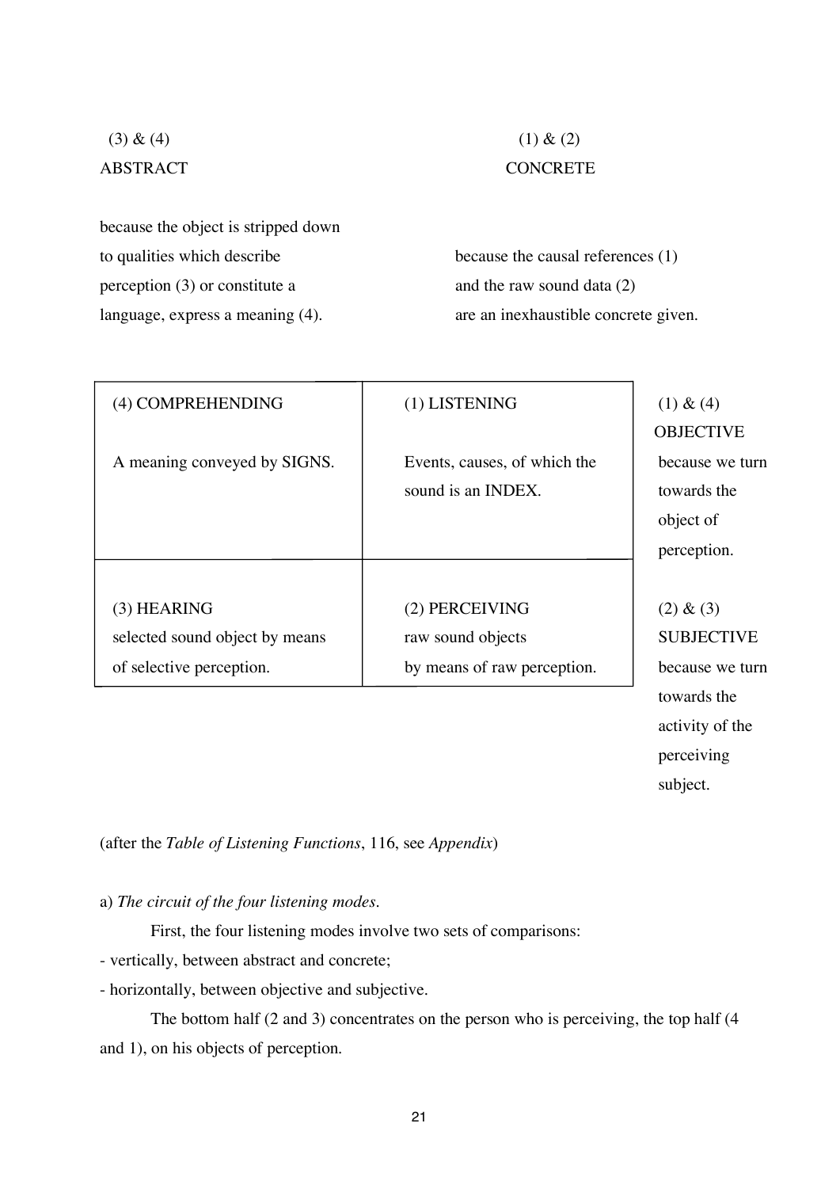(3) & (4)
ABSTRACT

because the object is stripped down to qualities which describe perception (3) or constitute a language, express a meaning (4).

(1) & (2)
CONCRETE

because the causal references (1) and the raw sound data (2) are an inexhaustible concrete given.

| (4) COMPREHENDING<br><br>A meaning conveyed by SIGNS. | (1) LISTENING<br><br>Events, causes, of which the sound is an INDEX. | (1) & (4)<br>OBJECTIVE<br>because we turn towards the object of perception. |
|---|---|---|
| (3) HEARING<br>selected sound object by means of selective perception. | (2) PERCEIVING<br>raw sound objects<br>by means of raw perception. | (2) & (3)<br>SUBJECTIVE<br>because we turn towards the activity of the perceiving subject. |

(after the *Table of Listening Functions*, 116, see *Appendix*)

a) *The circuit of the four listening modes.*

First, the four listening modes involve two sets of comparisons:

- vertically, between abstract and concrete;
- horizontally, between objective and subjective.

The bottom half (2 and 3) concentrates on the person who is perceiving, the top half (4 and 1), on his objects of perception.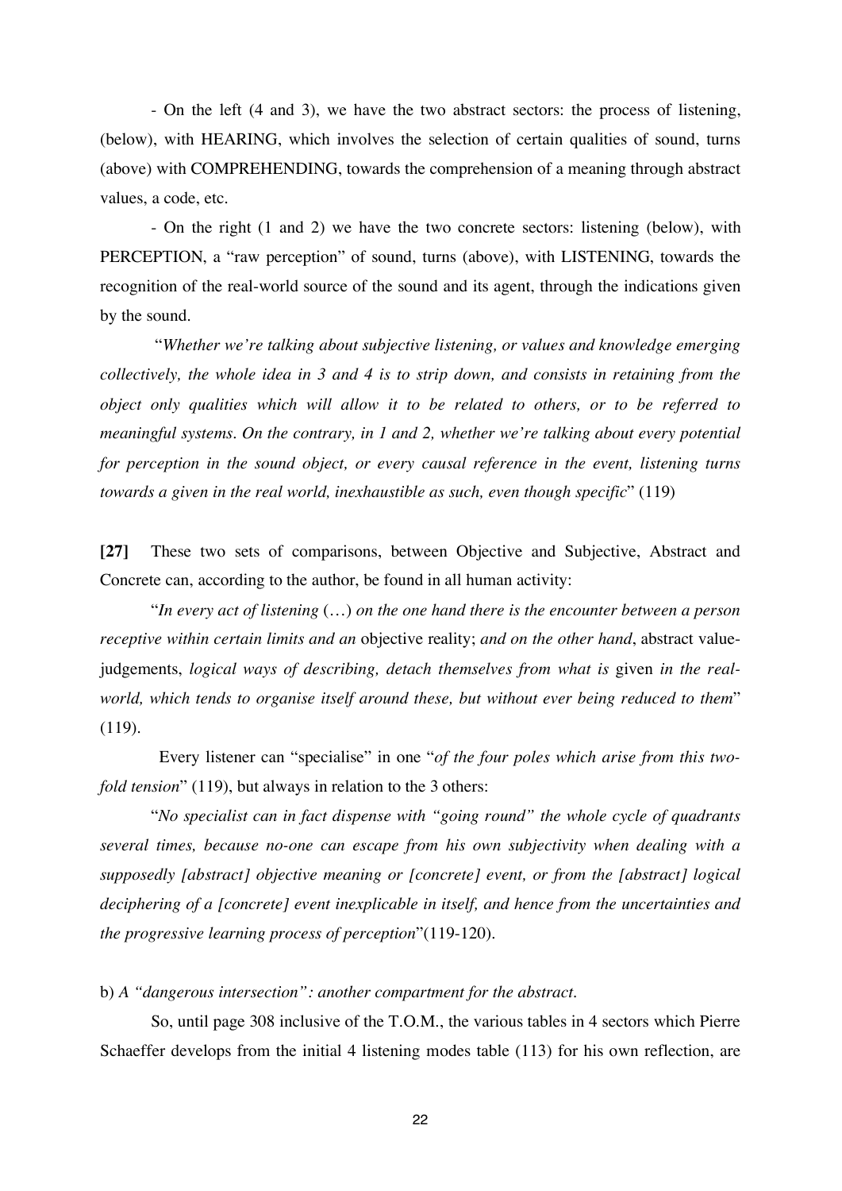- On the left (4 and 3), we have the two abstract sectors: the process of listening, (below), with HEARING, which involves the selection of certain qualities of sound, turns (above) with COMPREHENDING, towards the comprehension of a meaning through abstract values, a code, etc.

- On the right (1 and 2) we have the two concrete sectors: listening (below), with PERCEPTION, a "raw perception" of sound, turns (above), with LISTENING, towards the recognition of the real-world source of the sound and its agent, through the indications given by the sound.

"*Whether we're talking about subjective listening, or values and knowledge emerging collectively, the whole idea in 3 and 4 is to strip down, and consists in retaining from the object only qualities which will allow it to be related to others, or to be referred to meaningful systems. On the contrary, in 1 and 2, whether we're talking about every potential for perception in the sound object, or every causal reference in the event, listening turns towards a given in the real world, inexhaustible as such, even though specific*" (119)

**[27]** These two sets of comparisons, between Objective and Subjective, Abstract and Concrete can, according to the author, be found in all human activity:

"*In every act of listening* (…) *on the one hand there is the encounter between a person receptive within certain limits and an* objective reality; *and on the other hand*, abstract value-judgements, *logical ways of describing, detach themselves from what is* given *in the real-world, which tends to organise itself around these, but without ever being reduced to them*" (119).

Every listener can "specialise" in one "*of the four poles which arise from this two-fold tension*" (119), but always in relation to the 3 others:

"*No specialist can in fact dispense with "going round" the whole cycle of quadrants several times, because no-one can escape from his own subjectivity when dealing with a supposedly [abstract] objective meaning or [concrete] event, or from the [abstract] logical deciphering of a [concrete] event inexplicable in itself, and hence from the uncertainties and the progressive learning process of perception*"(119-120).

b) *A "dangerous intersection": another compartment for the abstract.*

So, until page 308 inclusive of the T.O.M., the various tables in 4 sectors which Pierre Schaeffer develops from the initial 4 listening modes table (113) for his own reflection, are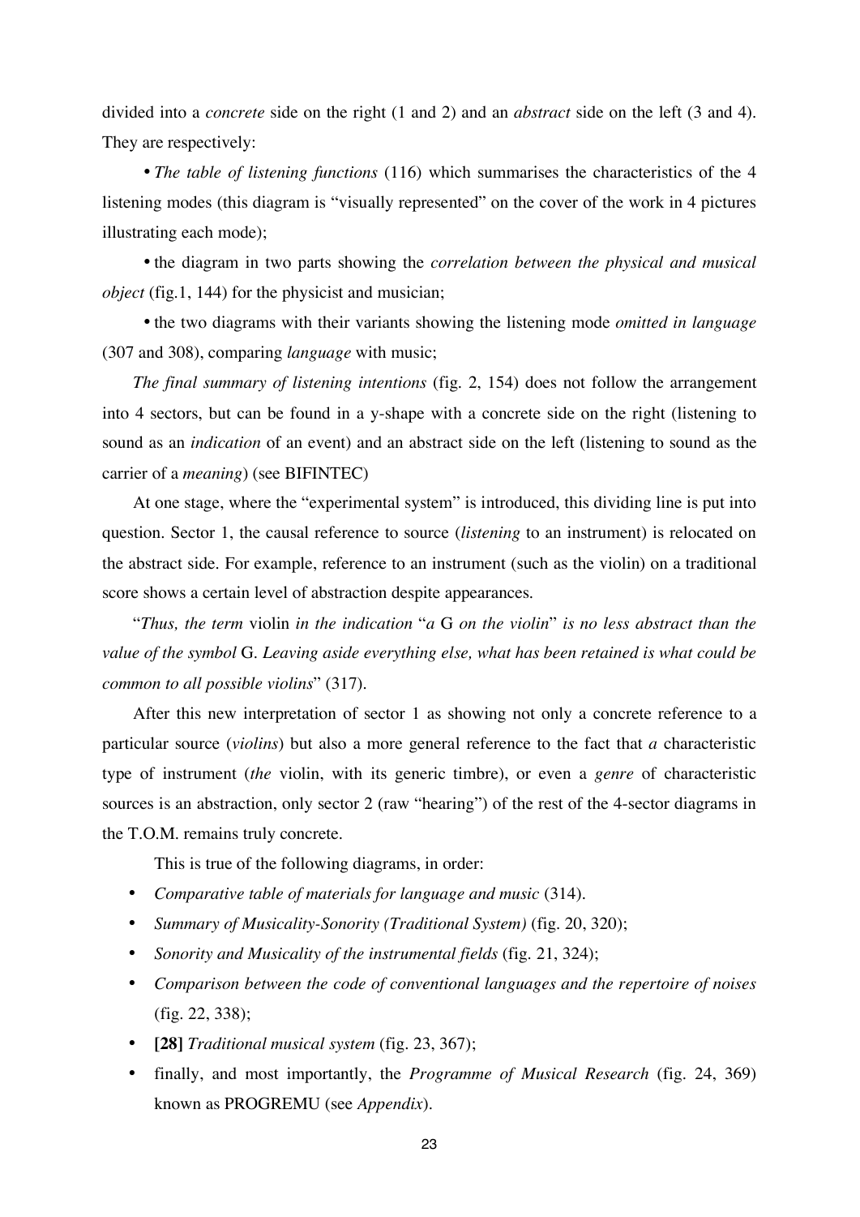divided into a *concrete* side on the right (1 and 2) and an *abstract* side on the left (3 and 4). They are respectively:

• *The table of listening functions* (116) which summarises the characteristics of the 4 listening modes (this diagram is "visually represented" on the cover of the work in 4 pictures illustrating each mode);

• the diagram in two parts showing the *correlation between the physical and musical object* (fig.1, 144) for the physicist and musician;

• the two diagrams with their variants showing the listening mode *omitted in language* (307 and 308), comparing *language* with music;

*The final summary of listening intentions* (fig. 2, 154) does not follow the arrangement into 4 sectors, but can be found in a y-shape with a concrete side on the right (listening to sound as an *indication* of an event) and an abstract side on the left (listening to sound as the carrier of a *meaning*) (see BIFINTEC)

At one stage, where the "experimental system" is introduced, this dividing line is put into question. Sector 1, the causal reference to source (*listening* to an instrument) is relocated on the abstract side. For example, reference to an instrument (such as the violin) on a traditional score shows a certain level of abstraction despite appearances.

"*Thus, the term* violin *in the indication* "*a* G *on the violin*" *is no less abstract than the value of the symbol* G. *Leaving aside everything else, what has been retained is what could be common to all possible violins*" (317).

After this new interpretation of sector 1 as showing not only a concrete reference to a particular source (*violins*) but also a more general reference to the fact that *a* characteristic type of instrument (*the* violin, with its generic timbre), or even a *genre* of characteristic sources is an abstraction, only sector 2 (raw "hearing") of the rest of the 4-sector diagrams in the T.O.M. remains truly concrete.

This is true of the following diagrams, in order:

- *Comparative table of materials for language and music* (314).
- *Summary of Musicality-Sonority (Traditional System)* (fig. 20, 320);
- *Sonority and Musicality of the instrumental fields* (fig. 21, 324);
- *Comparison between the code of conventional languages and the repertoire of noises* (fig. 22, 338);
- **[28]** *Traditional musical system* (fig. 23, 367);
- finally, and most importantly, the *Programme of Musical Research* (fig. 24, 369) known as PROGREMU (see *Appendix*).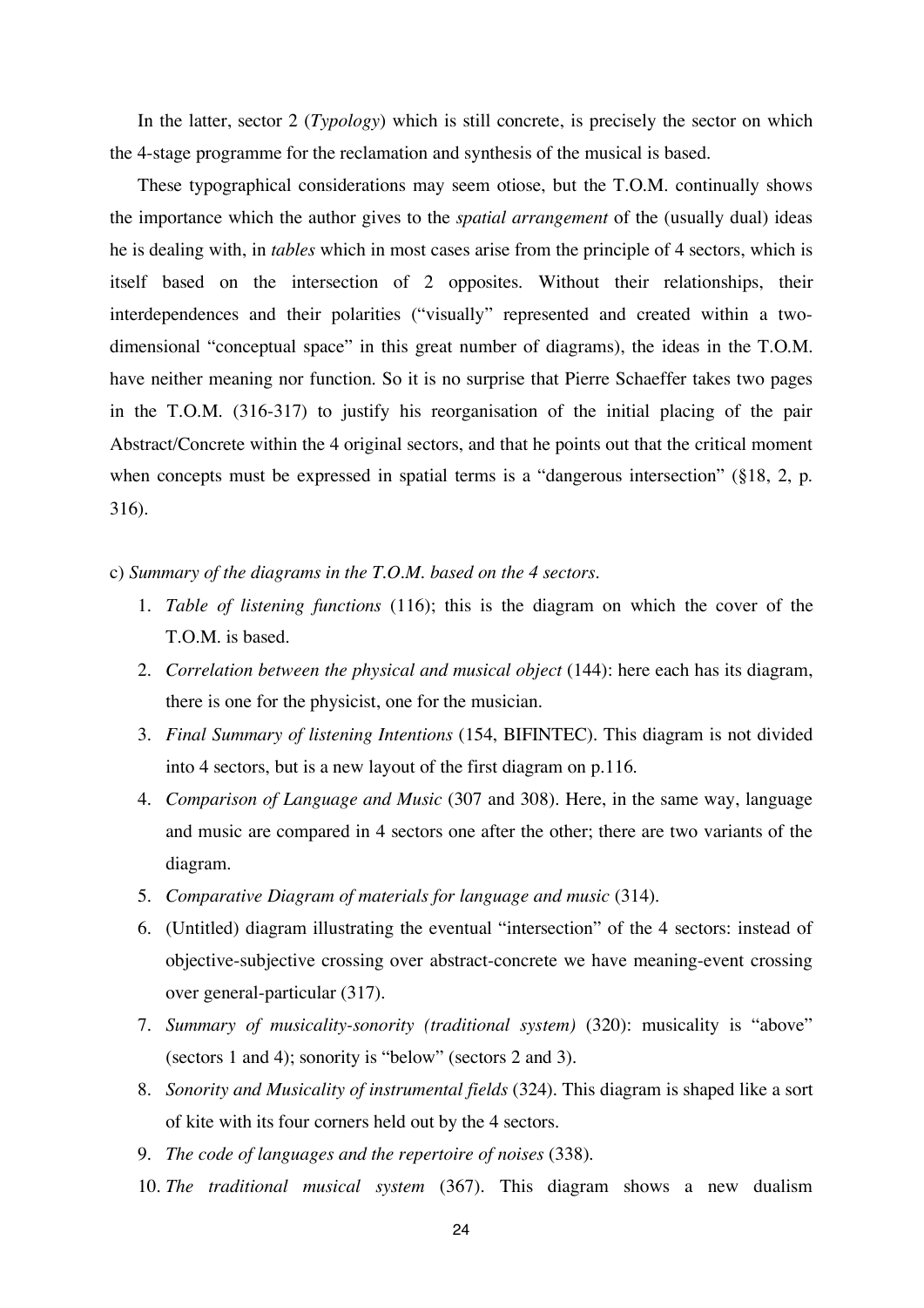In the latter, sector 2 (*Typology*) which is still concrete, is precisely the sector on which the 4-stage programme for the reclamation and synthesis of the musical is based.

These typographical considerations may seem otiose, but the T.O.M. continually shows the importance which the author gives to the *spatial arrangement* of the (usually dual) ideas he is dealing with, in *tables* which in most cases arise from the principle of 4 sectors, which is itself based on the intersection of 2 opposites. Without their relationships, their interdependences and their polarities ("visually" represented and created within a two-dimensional "conceptual space" in this great number of diagrams), the ideas in the T.O.M. have neither meaning nor function. So it is no surprise that Pierre Schaeffer takes two pages in the T.O.M. (316-317) to justify his reorganisation of the initial placing of the pair Abstract/Concrete within the 4 original sectors, and that he points out that the critical moment when concepts must be expressed in spatial terms is a "dangerous intersection" (§18, 2, p. 316).

c) *Summary of the diagrams in the T.O.M. based on the 4 sectors.*

1. *Table of listening functions* (116); this is the diagram on which the cover of the T.O.M. is based.
2. *Correlation between the physical and musical object* (144): here each has its diagram, there is one for the physicist, one for the musician.
3. *Final Summary of listening Intentions* (154, BIFINTEC). This diagram is not divided into 4 sectors, but is a new layout of the first diagram on p.116.
4. *Comparison of Language and Music* (307 and 308). Here, in the same way, language and music are compared in 4 sectors one after the other; there are two variants of the diagram.
5. *Comparative Diagram of materials for language and music* (314).
6. (Untitled) diagram illustrating the eventual "intersection" of the 4 sectors: instead of objective-subjective crossing over abstract-concrete we have meaning-event crossing over general-particular (317).
7. *Summary of musicality-sonority (traditional system)* (320): musicality is "above" (sectors 1 and 4); sonority is "below" (sectors 2 and 3).
8. *Sonority and Musicality of instrumental fields* (324). This diagram is shaped like a sort of kite with its four corners held out by the 4 sectors.
9. *The code of languages and the repertoire of noises* (338).
10. *The traditional musical system* (367). This diagram shows a new dualism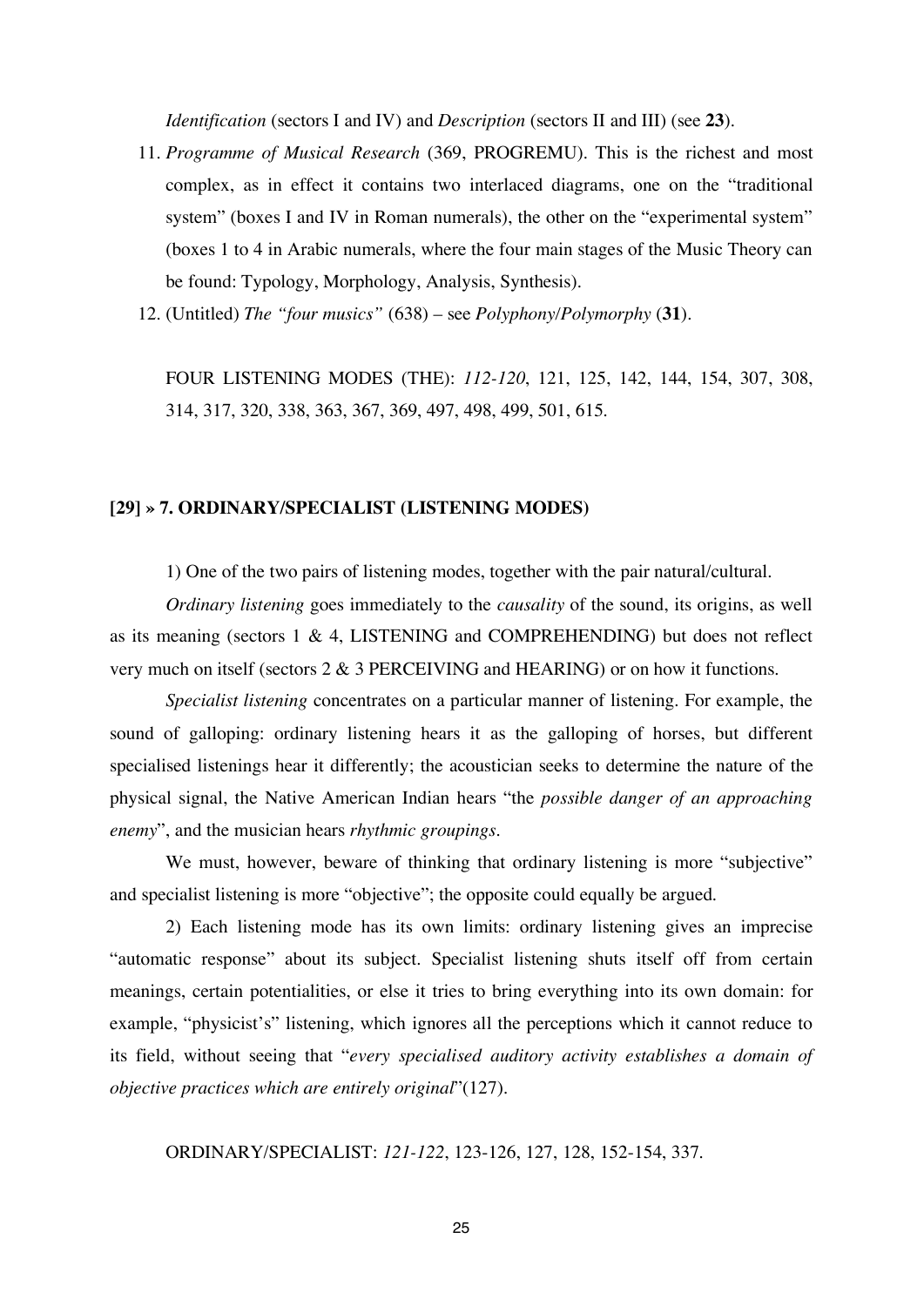*Identification* (sectors I and IV) and *Description* (sectors II and III) (see **23**).

11. *Programme of Musical Research* (369, PROGREMU). This is the richest and most complex, as in effect it contains two interlaced diagrams, one on the "traditional system" (boxes I and IV in Roman numerals), the other on the "experimental system" (boxes 1 to 4 in Arabic numerals, where the four main stages of the Music Theory can be found: Typology, Morphology, Analysis, Synthesis).
12. (Untitled) *The "four musics"* (638) – see *Polyphony/Polymorphy* (**31**).

FOUR LISTENING MODES (THE): *112-120*, 121, 125, 142, 144, 154, 307, 308, 314, 317, 320, 338, 363, 367, 369, 497, 498, 499, 501, 615.

### [29] » 7. ORDINARY/SPECIALIST (LISTENING MODES)

1) One of the two pairs of listening modes, together with the pair natural/cultural.

*Ordinary listening* goes immediately to the *causality* of the sound, its origins, as well as its meaning (sectors 1 & 4, LISTENING and COMPREHENDING) but does not reflect very much on itself (sectors 2 & 3 PERCEIVING and HEARING) or on how it functions.

*Specialist listening* concentrates on a particular manner of listening. For example, the sound of galloping: ordinary listening hears it as the galloping of horses, but different specialised listenings hear it differently; the acoustician seeks to determine the nature of the physical signal, the Native American Indian hears "the *possible danger of an approaching enemy*", and the musician hears *rhythmic groupings*.

We must, however, beware of thinking that ordinary listening is more "subjective" and specialist listening is more "objective"; the opposite could equally be argued.

2) Each listening mode has its own limits: ordinary listening gives an imprecise "automatic response" about its subject. Specialist listening shuts itself off from certain meanings, certain potentialities, or else it tries to bring everything into its own domain: for example, "physicist's" listening, which ignores all the perceptions which it cannot reduce to its field, without seeing that "*every specialised auditory activity establishes a domain of objective practices which are entirely original*"(127).

ORDINARY/SPECIALIST: *121-122*, 123-126, 127, 128, 152-154, 337.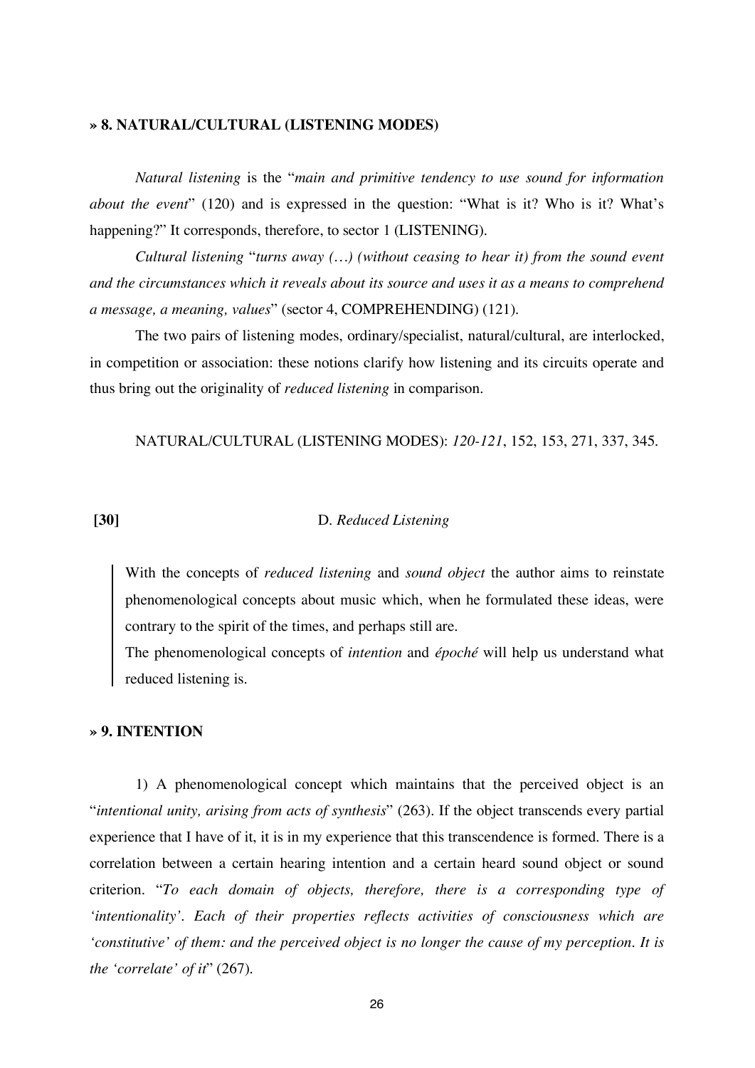### » 8. NATURAL/CULTURAL (LISTENING MODES)

*Natural listening* is the "*main and primitive tendency to use sound for information about the event*" (120) and is expressed in the question: "What is it? Who is it? What's happening?" It corresponds, therefore, to sector 1 (LISTENING).

*Cultural listening* "*turns away (…) (without ceasing to hear it) from the sound event and the circumstances which it reveals about its source and uses it as a means to comprehend a message, a meaning, values*" (sector 4, COMPREHENDING) (121).

The two pairs of listening modes, ordinary/specialist, natural/cultural, are interlocked, in competition or association: these notions clarify how listening and its circuits operate and thus bring out the originality of *reduced listening* in comparison.

NATURAL/CULTURAL (LISTENING MODES): *120-121*, 152, 153, 271, 337, 345.

**[30]** D. *Reduced Listening*

> With the concepts of *reduced listening* and *sound object* the author aims to reinstate phenomenological concepts about music which, when he formulated these ideas, were contrary to the spirit of the times, and perhaps still are.
>
> The phenomenological concepts of *intention* and *époché* will help us understand what reduced listening is.

### » 9. INTENTION

1) A phenomenological concept which maintains that the perceived object is an "*intentional unity, arising from acts of synthesis*" (263). If the object transcends every partial experience that I have of it, it is in my experience that this transcendence is formed. There is a correlation between a certain hearing intention and a certain heard sound object or sound criterion. "*To each domain of objects, therefore, there is a corresponding type of 'intentionality'. Each of their properties reflects activities of consciousness which are 'constitutive' of them: and the perceived object is no longer the cause of my perception. It is the 'correlate' of it*" (267).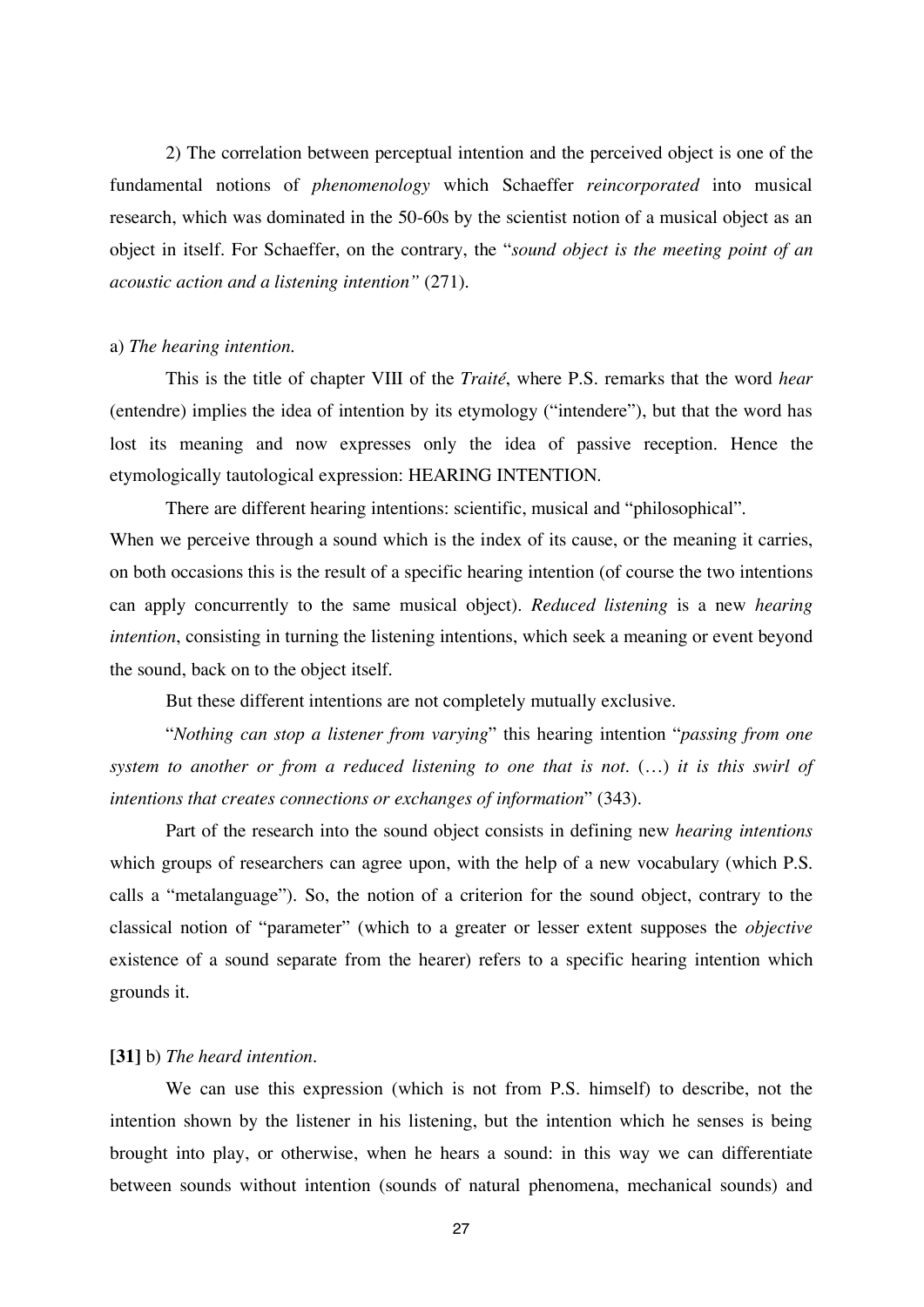2) The correlation between perceptual intention and the perceived object is one of the fundamental notions of *phenomenology* which Schaeffer *reincorporated* into musical research, which was dominated in the 50-60s by the scientist notion of a musical object as an object in itself. For Schaeffer, on the contrary, the "*sound object is the meeting point of an acoustic action and a listening intention"* (271).

a) *The hearing intention.*

This is the title of chapter VIII of the *Traité*, where P.S. remarks that the word *hear* (entendre) implies the idea of intention by its etymology ("intendere"), but that the word has lost its meaning and now expresses only the idea of passive reception. Hence the etymologically tautological expression: HEARING INTENTION.

There are different hearing intentions: scientific, musical and "philosophical".
When we perceive through a sound which is the index of its cause, or the meaning it carries, on both occasions this is the result of a specific hearing intention (of course the two intentions can apply concurrently to the same musical object). *Reduced listening* is a new *hearing intention*, consisting in turning the listening intentions, which seek a meaning or event beyond the sound, back on to the object itself.

But these different intentions are not completely mutually exclusive.

"*Nothing can stop a listener from varying*" this hearing intention "*passing from one system to another or from a reduced listening to one that is not.* (…) *it is this swirl of intentions that creates connections or exchanges of information*" (343).

Part of the research into the sound object consists in defining new *hearing intentions* which groups of researchers can agree upon, with the help of a new vocabulary (which P.S. calls a "metalanguage"). So, the notion of a criterion for the sound object, contrary to the classical notion of "parameter" (which to a greater or lesser extent supposes the *objective* existence of a sound separate from the hearer) refers to a specific hearing intention which grounds it.

**[31]** b) *The heard intention.*

We can use this expression (which is not from P.S. himself) to describe, not the intention shown by the listener in his listening, but the intention which he senses is being brought into play, or otherwise, when he hears a sound: in this way we can differentiate between sounds without intention (sounds of natural phenomena, mechanical sounds) and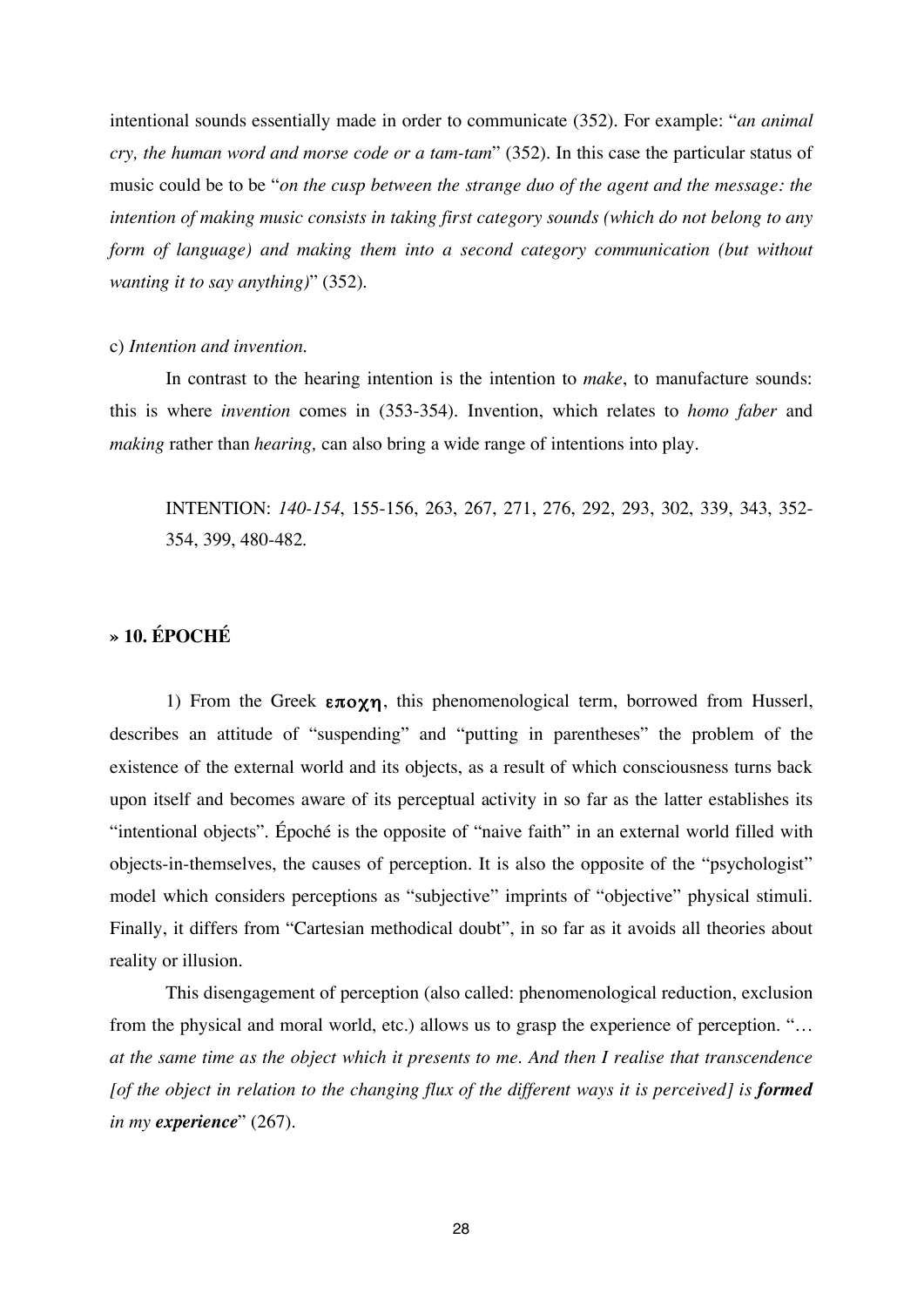intentional sounds essentially made in order to communicate (352). For example: "*an animal cry, the human word and morse code or a tam-tam*" (352). In this case the particular status of music could be to be "*on the cusp between the strange duo of the agent and the message: the intention of making music consists in taking first category sounds (which do not belong to any form of language) and making them into a second category communication (but without wanting it to say anything)*" (352).

c) *Intention and invention.*

In contrast to the hearing intention is the intention to *make*, to manufacture sounds: this is where *invention* comes in (353-354). Invention, which relates to *homo faber* and *making* rather than *hearing,* can also bring a wide range of intentions into play.

> INTENTION: *140-154*, 155-156, 263, 267, 271, 276, 292, 293, 302, 339, 343, 352-354, 399, 480-482.

## » 10. ÉPOCHÉ

1) From the Greek **εποχη**, this phenomenological term, borrowed from Husserl, describes an attitude of "suspending" and "putting in parentheses" the problem of the existence of the external world and its objects, as a result of which consciousness turns back upon itself and becomes aware of its perceptual activity in so far as the latter establishes its "intentional objects". Époché is the opposite of "naive faith" in an external world filled with objects-in-themselves, the causes of perception. It is also the opposite of the "psychologist" model which considers perceptions as "subjective" imprints of "objective" physical stimuli. Finally, it differs from "Cartesian methodical doubt", in so far as it avoids all theories about reality or illusion.

This disengagement of perception (also called: phenomenological reduction, exclusion from the physical and moral world, etc.) allows us to grasp the experience of perception. "*… at the same time as the object which it presents to me. And then I realise that transcendence [of the object in relation to the changing flux of the different ways it is perceived] is **formed** in my **experience***" (267).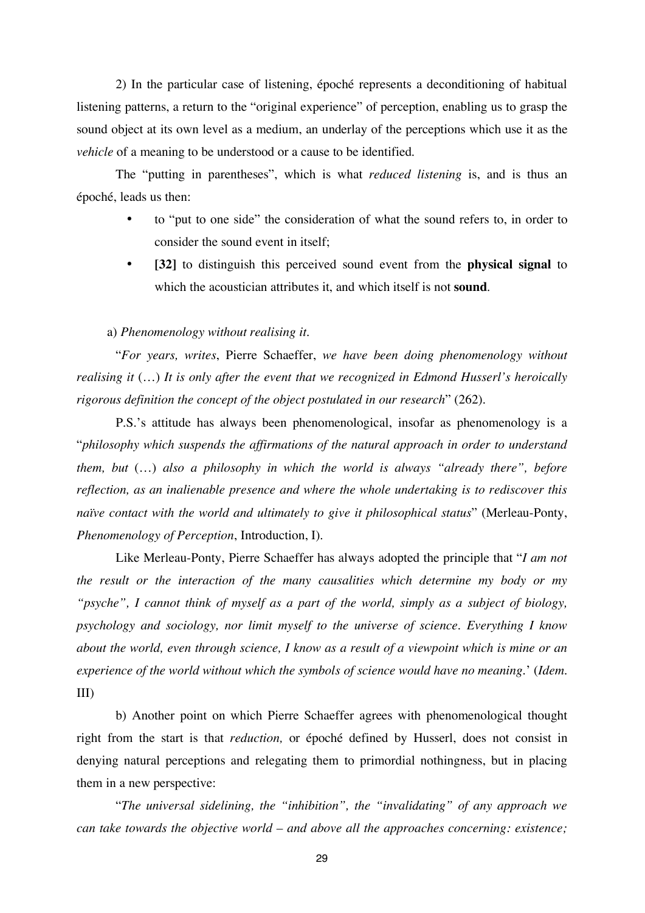2) In the particular case of listening, époché represents a deconditioning of habitual listening patterns, a return to the "original experience" of perception, enabling us to grasp the sound object at its own level as a medium, an underlay of the perceptions which use it as the *vehicle* of a meaning to be understood or a cause to be identified.

The "putting in parentheses", which is what *reduced listening* is, and is thus an époché, leads us then:

- to "put to one side" the consideration of what the sound refers to, in order to consider the sound event in itself;
- **[32]** to distinguish this perceived sound event from the **physical signal** to which the acoustician attributes it, and which itself is not **sound**.

a) *Phenomenology without realising it.*

"*For years, writes*, Pierre Schaeffer, *we have been doing phenomenology without realising it* (…) *It is only after the event that we recognized in Edmond Husserl's heroically rigorous definition the concept of the object postulated in our research*" (262).

P.S.'s attitude has always been phenomenological, insofar as phenomenology is a "*philosophy which suspends the affirmations of the natural approach in order to understand them, but* (…) *also a philosophy in which the world is always "already there", before reflection, as an inalienable presence and where the whole undertaking is to rediscover this naïve contact with the world and ultimately to give it philosophical status*" (Merleau-Ponty, *Phenomenology of Perception*, Introduction, I).

Like Merleau-Ponty, Pierre Schaeffer has always adopted the principle that "*I am not the result or the interaction of the many causalities which determine my body or my "psyche", I cannot think of myself as a part of the world, simply as a subject of biology, psychology and sociology, nor limit myself to the universe of science. Everything I know about the world, even through science, I know as a result of a viewpoint which is mine or an experience of the world without which the symbols of science would have no meaning.*' (*Idem.* III)

b) Another point on which Pierre Schaeffer agrees with phenomenological thought right from the start is that *reduction,* or époché defined by Husserl, does not consist in denying natural perceptions and relegating them to primordial nothingness, but in placing them in a new perspective:

"*The universal sidelining, the "inhibition", the "invalidating" of any approach we can take towards the objective world – and above all the approaches concerning: existence;*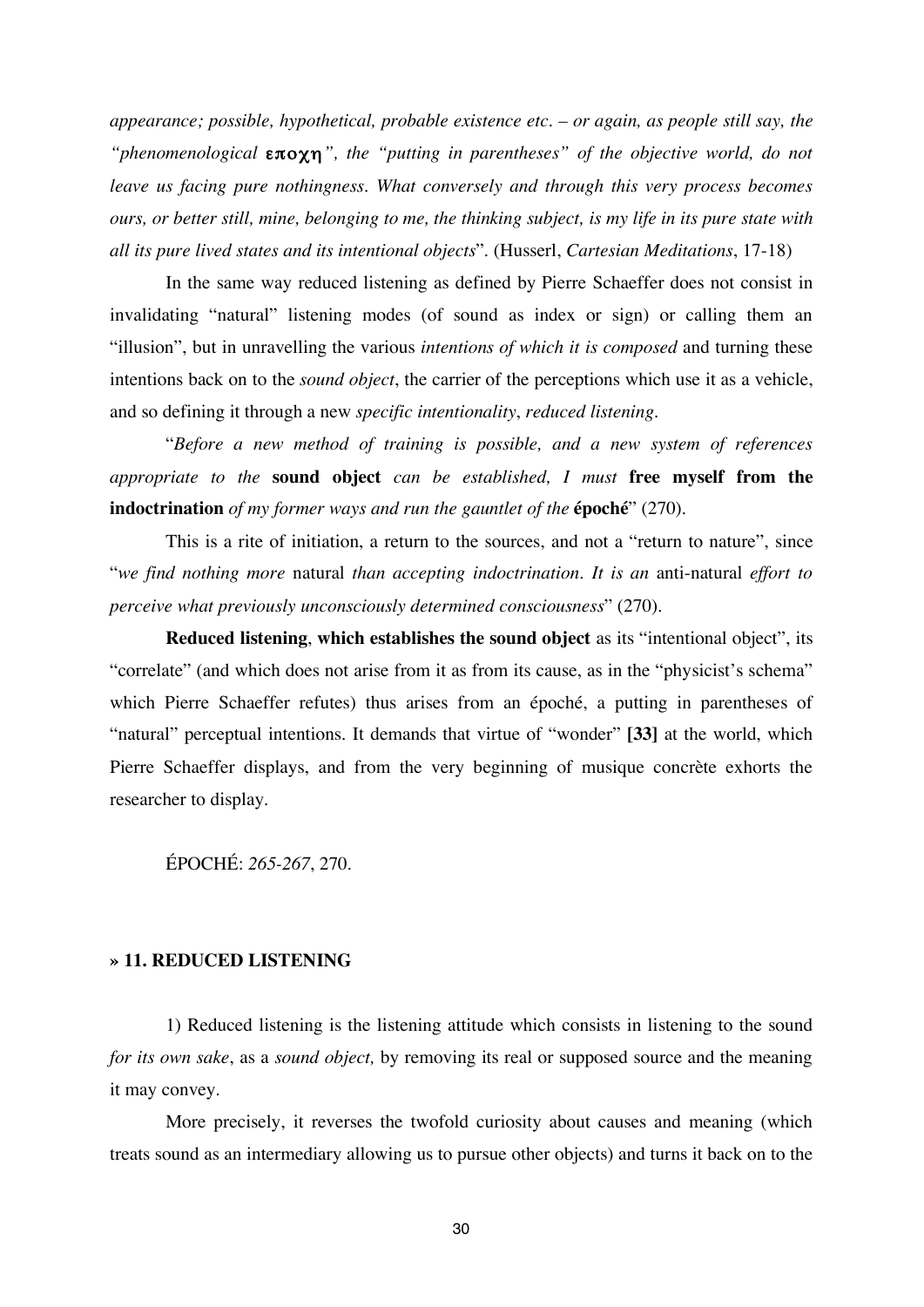*appearance; possible, hypothetical, probable existence etc. – or again, as people still say, the "phenomenological* **εποχη**", *the "putting in parentheses" of the objective world, do not leave us facing pure nothingness. What conversely and through this very process becomes ours, or better still, mine, belonging to me, the thinking subject, is my life in its pure state with all its pure lived states and its intentional objects*". (Husserl, *Cartesian Meditations*, 17-18)

In the same way reduced listening as defined by Pierre Schaeffer does not consist in invalidating "natural" listening modes (of sound as index or sign) or calling them an "illusion", but in unravelling the various *intentions of which it is composed* and turning these intentions back on to the *sound object*, the carrier of the perceptions which use it as a vehicle, and so defining it through a new *specific intentionality*, *reduced listening*.

"*Before a new method of training is possible, and a new system of references appropriate to the* **sound object** *can be established, I must* **free myself from the indoctrination** *of my former ways and run the gauntlet of the* **époché**" (270).

This is a rite of initiation, a return to the sources, and not a "return to nature", since "*we find nothing more* natural *than accepting indoctrination. It is an* anti-natural *effort to perceive what previously unconsciously determined consciousness*" (270).

**Reduced listening**, **which establishes the sound object** as its "intentional object", its "correlate" (and which does not arise from it as from its cause, as in the "physicist's schema" which Pierre Schaeffer refutes) thus arises from an époché, a putting in parentheses of "natural" perceptual intentions. It demands that virtue of "wonder" **[33]** at the world, which Pierre Schaeffer displays, and from the very beginning of musique concrète exhorts the researcher to display.

ÉPOCHÉ: *265-267*, 270.

### » 11. REDUCED LISTENING

1) Reduced listening is the listening attitude which consists in listening to the sound *for its own sake*, as a *sound object,* by removing its real or supposed source and the meaning it may convey.

More precisely, it reverses the twofold curiosity about causes and meaning (which treats sound as an intermediary allowing us to pursue other objects) and turns it back on to the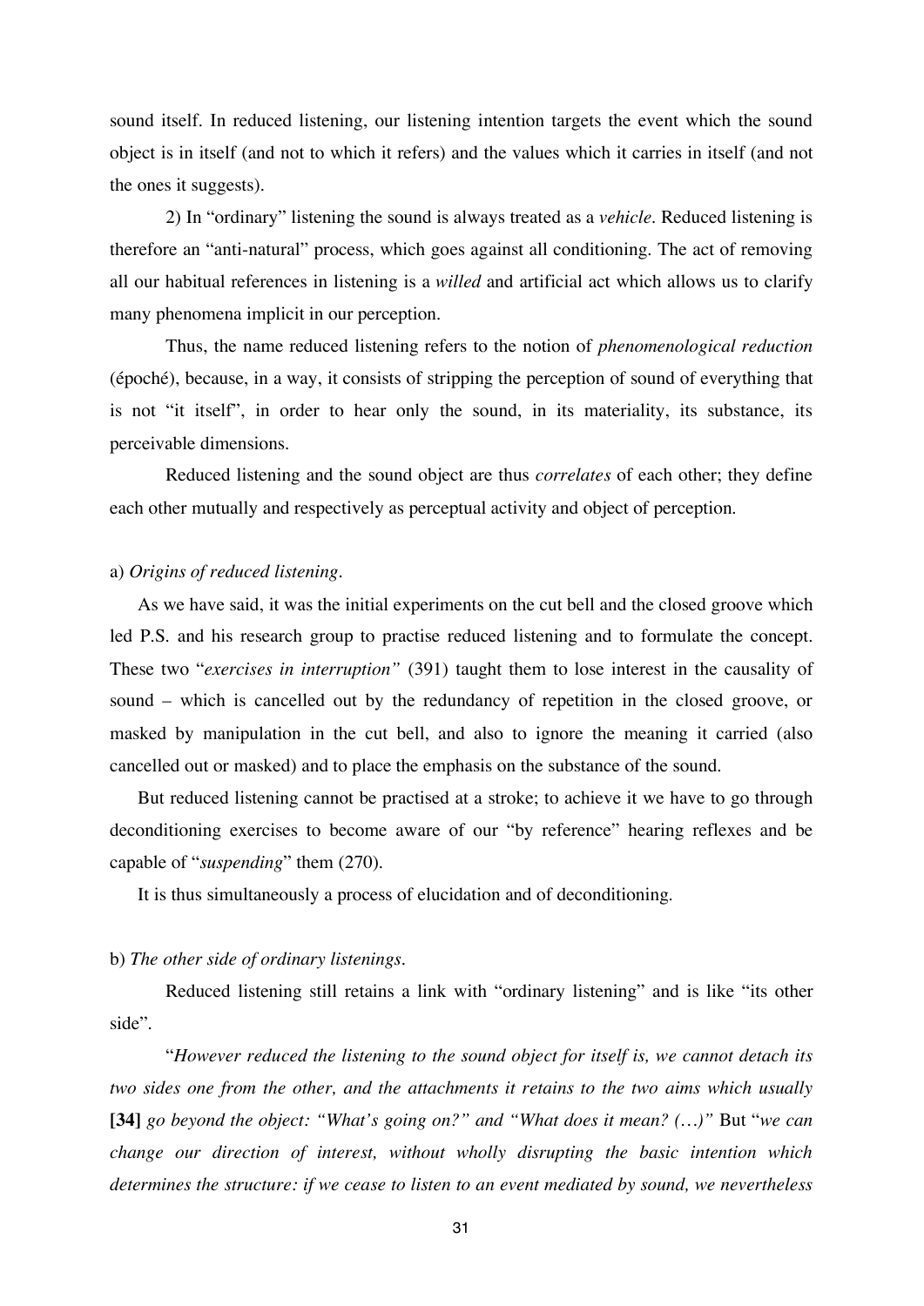sound itself. In reduced listening, our listening intention targets the event which the sound object is in itself (and not to which it refers) and the values which it carries in itself (and not the ones it suggests).

2) In "ordinary" listening the sound is always treated as a *vehicle*. Reduced listening is therefore an "anti-natural" process, which goes against all conditioning. The act of removing all our habitual references in listening is a *willed* and artificial act which allows us to clarify many phenomena implicit in our perception.

Thus, the name reduced listening refers to the notion of *phenomenological reduction* (époché), because, in a way, it consists of stripping the perception of sound of everything that is not "it itself", in order to hear only the sound, in its materiality, its substance, its perceivable dimensions.

Reduced listening and the sound object are thus *correlates* of each other; they define each other mutually and respectively as perceptual activity and object of perception.

a) *Origins of reduced listening.*

As we have said, it was the initial experiments on the cut bell and the closed groove which led P.S. and his research group to practise reduced listening and to formulate the concept. These two "*exercises in interruption"* (391) taught them to lose interest in the causality of sound – which is cancelled out by the redundancy of repetition in the closed groove, or masked by manipulation in the cut bell, and also to ignore the meaning it carried (also cancelled out or masked) and to place the emphasis on the substance of the sound.

But reduced listening cannot be practised at a stroke; to achieve it we have to go through deconditioning exercises to become aware of our "by reference" hearing reflexes and be capable of "*suspending*" them (270).

It is thus simultaneously a process of elucidation and of deconditioning.

b) *The other side of ordinary listenings.*

Reduced listening still retains a link with "ordinary listening" and is like "its other side".

"*However reduced the listening to the sound object for itself is, we cannot detach its two sides one from the other, and the attachments it retains to the two aims which usually* **[34]** *go beyond the object: "What's going on?" and "What does it mean? (…)"* But "*we can change our direction of interest, without wholly disrupting the basic intention which determines the structure: if we cease to listen to an event mediated by sound, we nevertheless*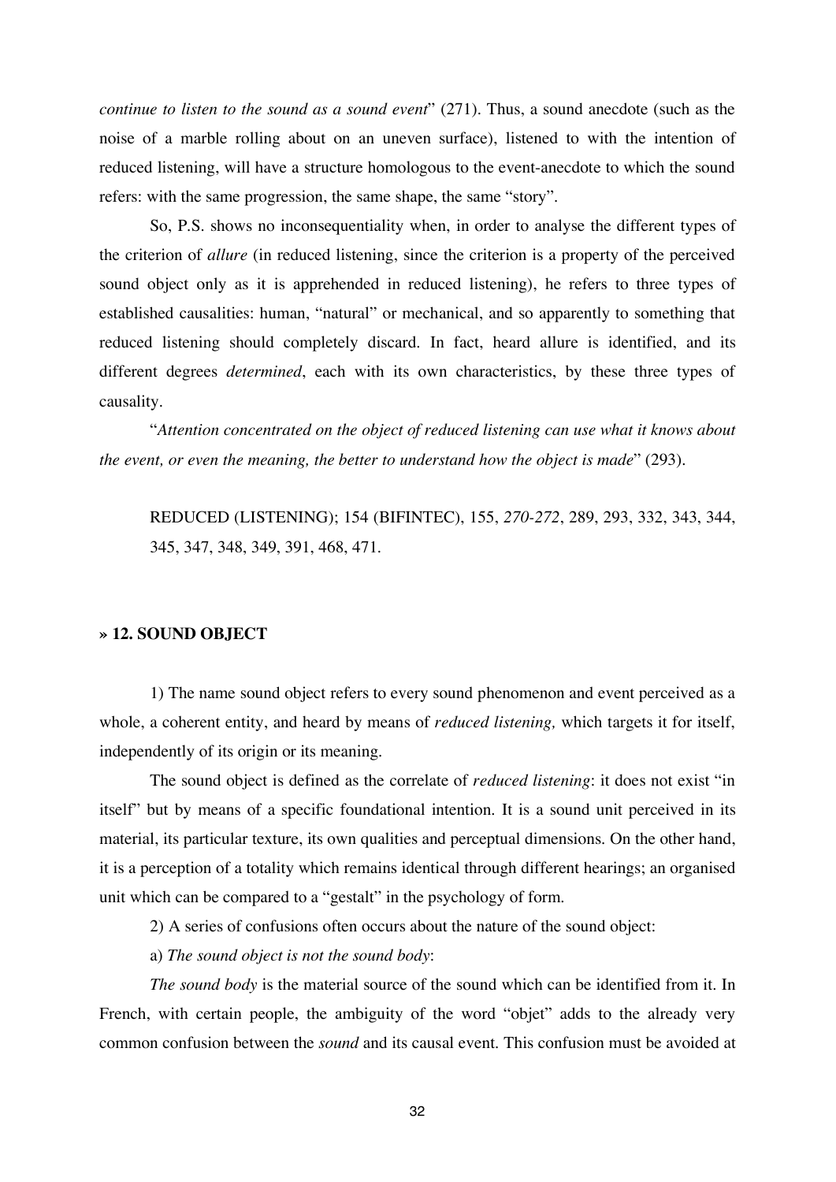*continue to listen to the sound as a sound event*" (271). Thus, a sound anecdote (such as the noise of a marble rolling about on an uneven surface), listened to with the intention of reduced listening, will have a structure homologous to the event-anecdote to which the sound refers: with the same progression, the same shape, the same "story".

So, P.S. shows no inconsequentiality when, in order to analyse the different types of the criterion of *allure* (in reduced listening, since the criterion is a property of the perceived sound object only as it is apprehended in reduced listening), he refers to three types of established causalities: human, "natural" or mechanical, and so apparently to something that reduced listening should completely discard. In fact, heard allure is identified, and its different degrees *determined*, each with its own characteristics, by these three types of causality.

"*Attention concentrated on the object of reduced listening can use what it knows about the event, or even the meaning, the better to understand how the object is made*" (293).

REDUCED (LISTENING); 154 (BIFINTEC), 155, *270-272*, 289, 293, 332, 343, 344, 345, 347, 348, 349, 391, 468, 471.

### » 12. SOUND OBJECT

1) The name sound object refers to every sound phenomenon and event perceived as a whole, a coherent entity, and heard by means of *reduced listening,* which targets it for itself, independently of its origin or its meaning.

The sound object is defined as the correlate of *reduced listening*: it does not exist "in itself" but by means of a specific foundational intention. It is a sound unit perceived in its material, its particular texture, its own qualities and perceptual dimensions. On the other hand, it is a perception of a totality which remains identical through different hearings; an organised unit which can be compared to a "gestalt" in the psychology of form.

2) A series of confusions often occurs about the nature of the sound object:

a) *The sound object is not the sound body*:

*The sound body* is the material source of the sound which can be identified from it. In French, with certain people, the ambiguity of the word "objet" adds to the already very common confusion between the *sound* and its causal event. This confusion must be avoided at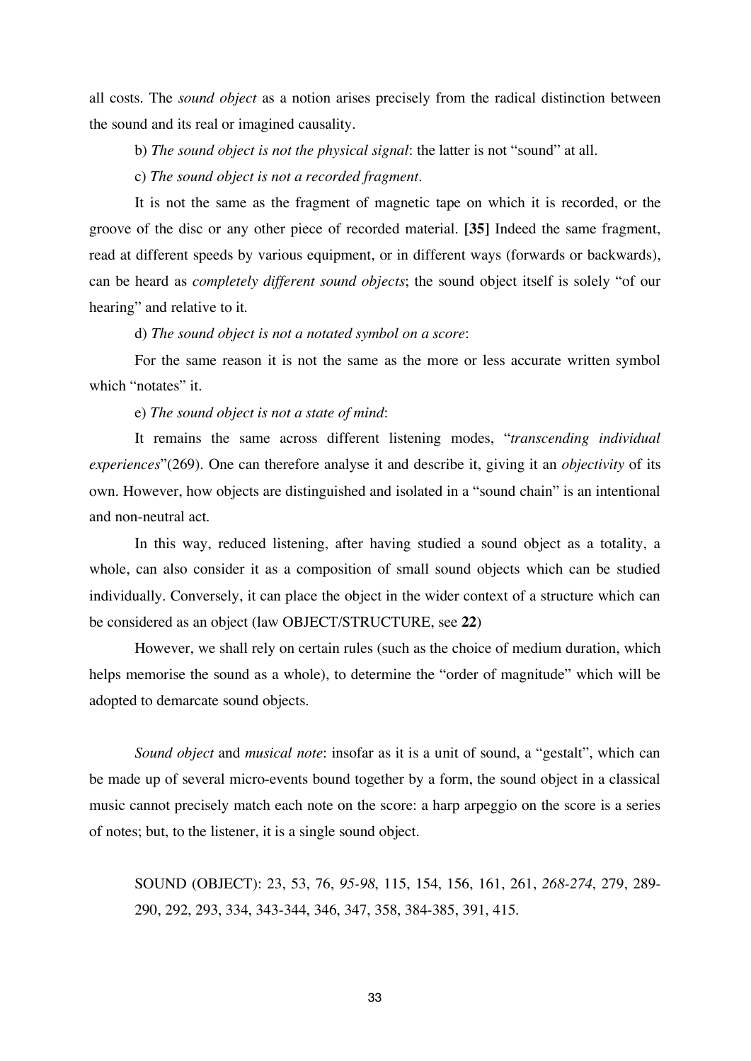all costs. The *sound object* as a notion arises precisely from the radical distinction between the sound and its real or imagined causality.

b) *The sound object is not the physical signal*: the latter is not "sound" at all.

c) *The sound object is not a recorded fragment*.

It is not the same as the fragment of magnetic tape on which it is recorded, or the groove of the disc or any other piece of recorded material. **[35]** Indeed the same fragment, read at different speeds by various equipment, or in different ways (forwards or backwards), can be heard as *completely different sound objects*; the sound object itself is solely "of our hearing" and relative to it.

d) *The sound object is not a notated symbol on a score*:

For the same reason it is not the same as the more or less accurate written symbol which "notates" it.

e) *The sound object is not a state of mind*:

It remains the same across different listening modes, "*transcending individual experiences*"(269). One can therefore analyse it and describe it, giving it an *objectivity* of its own. However, how objects are distinguished and isolated in a "sound chain" is an intentional and non-neutral act.

In this way, reduced listening, after having studied a sound object as a totality, a whole, can also consider it as a composition of small sound objects which can be studied individually. Conversely, it can place the object in the wider context of a structure which can be considered as an object (law OBJECT/STRUCTURE, see **22**)

However, we shall rely on certain rules (such as the choice of medium duration, which helps memorise the sound as a whole), to determine the "order of magnitude" which will be adopted to demarcate sound objects.

*Sound object* and *musical note*: insofar as it is a unit of sound, a "gestalt", which can be made up of several micro-events bound together by a form, the sound object in a classical music cannot precisely match each note on the score: a harp arpeggio on the score is a series of notes; but, to the listener, it is a single sound object.

SOUND (OBJECT): 23, 53, 76, *95-98*, 115, 154, 156, 161, 261, *268-274*, 279, 289-290, 292, 293, 334, 343-344, 346, 347, 358, 384-385, 391, 415.